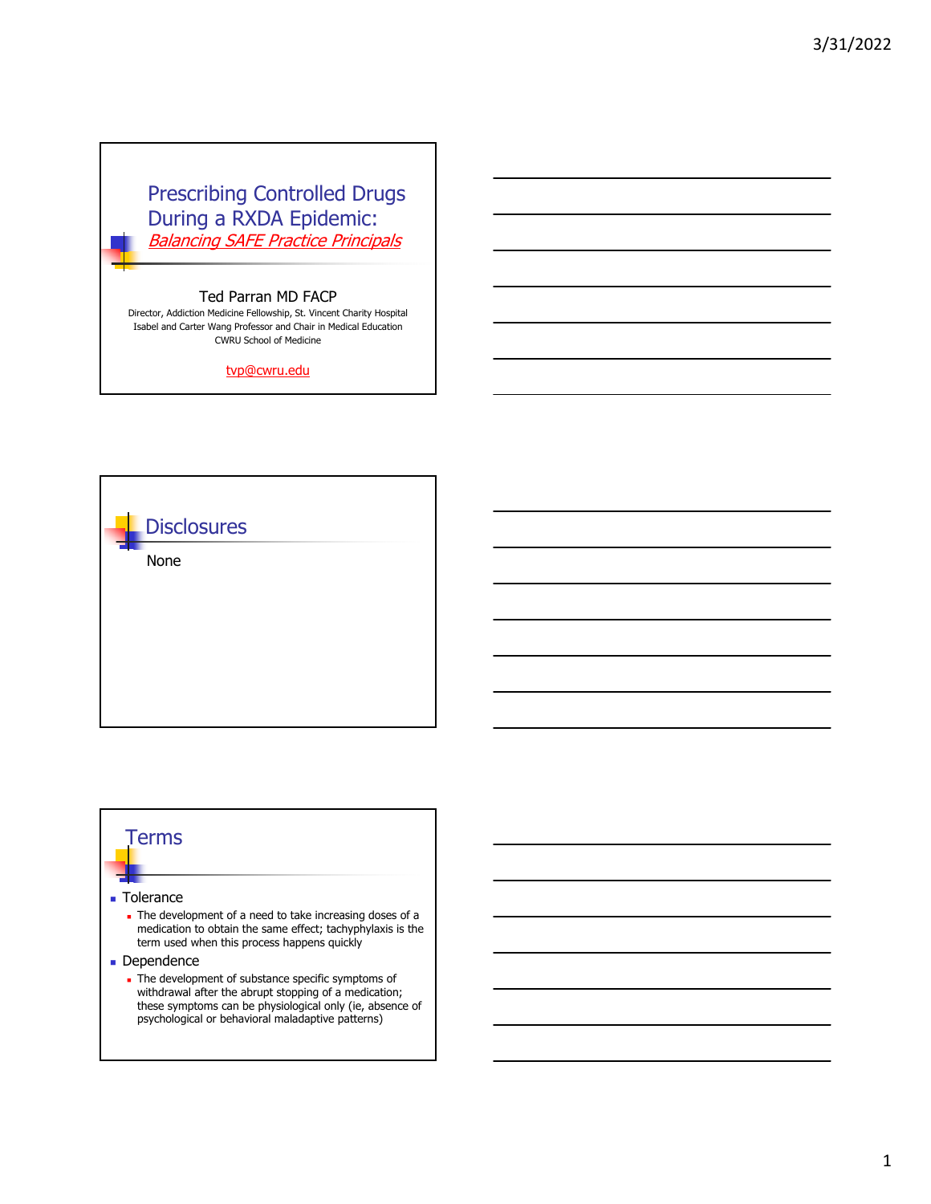# Prescribing Controlled Drugs During a RXDA Epidemic:

*Balancing SAFE Practice Principals*

Ted Parran MD FACP

Director, Addiction Medicine Fellowship, St. Vincent Charity Hospital
Isabel and Carter Wang Professor and Chair in Medical Education
CWRU School of Medicine

tvp@cwru.edu

## Disclosures

None

## Terms

- Tolerance
  - The development of a need to take increasing doses of a medication to obtain the same effect; tachyphylaxis is the term used when this process happens quickly
- Dependence
  - The development of substance specific symptoms of withdrawal after the abrupt stopping of a medication; these symptoms can be physiological only (ie, absence of psychological or behavioral maladaptive patterns)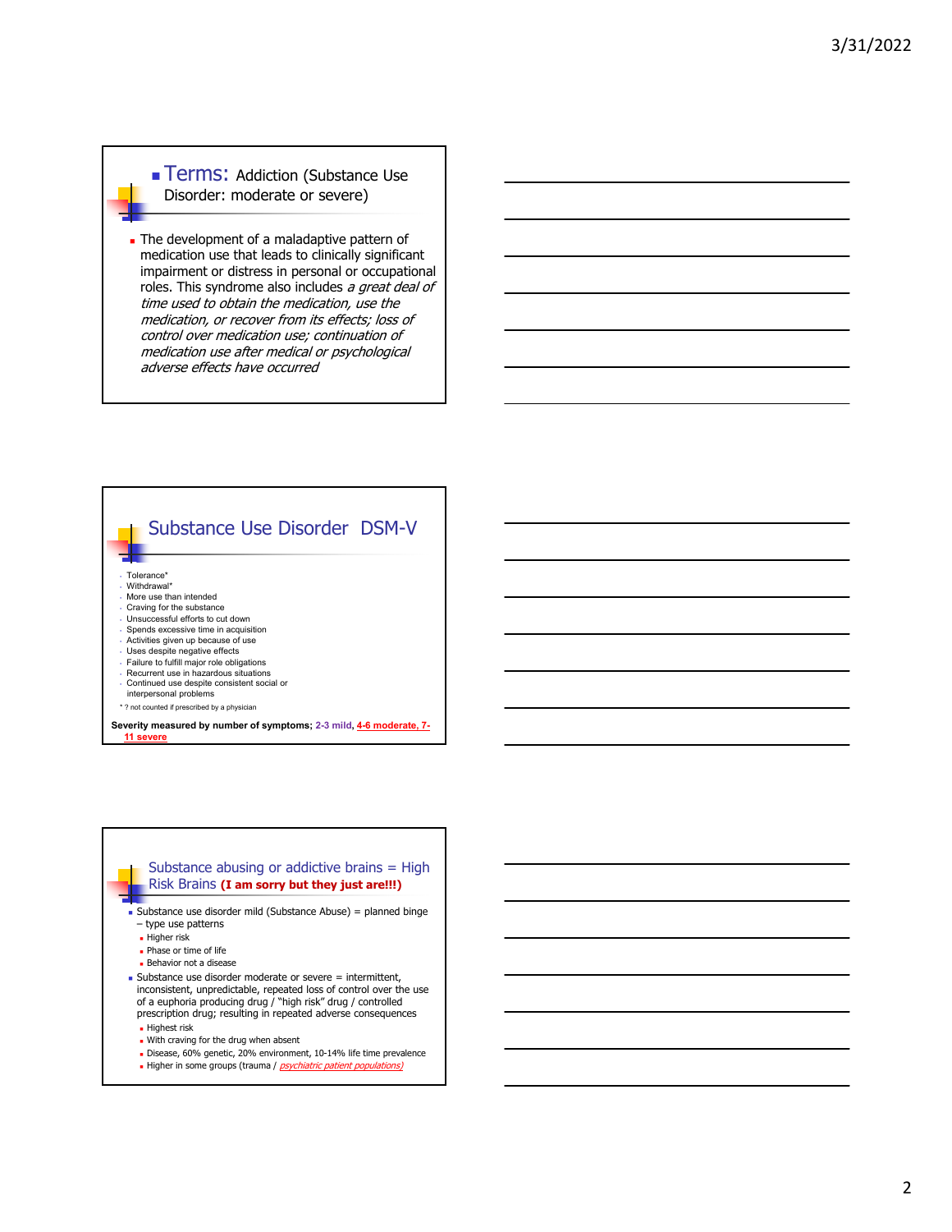## Terms: Addiction (Substance Use Disorder: moderate or severe)

- The development of a maladaptive pattern of medication use that leads to clinically significant impairment or distress in personal or occupational roles. This syndrome also includes *a great deal of time used to obtain the medication, use the medication, or recover from its effects; loss of control over medication use; continuation of medication use after medical or psychological adverse effects have occurred*

## Substance Use Disorder DSM-V

- Tolerance*
- Withdrawal*
- More use than intended
- Craving for the substance
- Unsuccessful efforts to cut down
- Spends excessive time in acquisition
- Activities given up because of use
- Uses despite negative effects
- Failure to fulfill major role obligations
- Recurrent use in hazardous situations
- Continued use despite consistent social or interpersonal problems

* ? not counted if prescribed by a physician

**Severity measured by number of symptoms; 2-3 mild, 4-6 moderate, 7-11 severe**

## Substance abusing or addictive brains = High Risk Brains **(I am sorry but they just are!!!)**

- Substance use disorder mild (Substance Abuse) = planned binge – type use patterns
  - Higher risk
  - Phase or time of life
  - Behavior not a disease
- Substance use disorder moderate or severe = intermittent, inconsistent, unpredictable, repeated loss of control over the use of a euphoria producing drug / "high risk" drug / controlled prescription drug; resulting in repeated adverse consequences
  - Highest risk
  - With craving for the drug when absent
  - Disease, 60% genetic, 20% environment, 10-14% life time prevalence
  - Higher in some groups (trauma / *psychiatric patient populations)*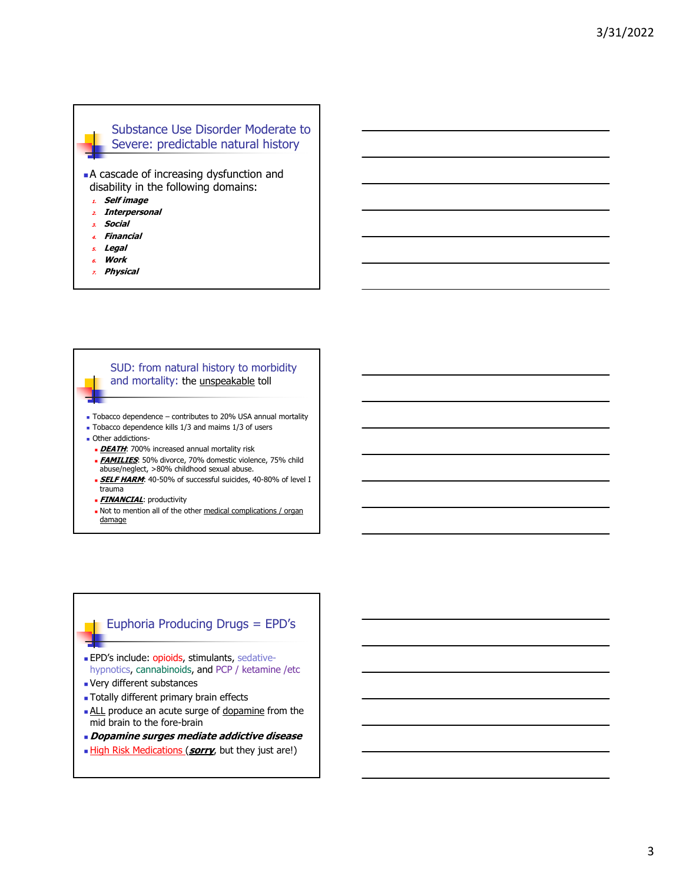## Substance Use Disorder Moderate to Severe: predictable natural history

- A cascade of increasing dysfunction and disability in the following domains:
  1. ***Self image***
  2. ***Interpersonal***
  3. ***Social***
  4. ***Financial***
  5. ***Legal***
  6. ***Work***
  7. ***Physical***

## SUD: from natural history to morbidity and mortality: the unspeakable toll

- Tobacco dependence – contributes to 20% USA annual mortality
- Tobacco dependence kills 1/3 and maims 1/3 of users
- Other addictions-
  - ***DEATH***: 700% increased annual mortality risk
  - ***FAMILIES***: 50% divorce, 70% domestic violence, 75% child abuse/neglect, >80% childhood sexual abuse.
  - ***SELF HARM***: 40-50% of successful suicides, 40-80% of level I trauma
  - ***FINANCIAL***: productivity
  - Not to mention all of the other medical complications / organ damage

## Euphoria Producing Drugs = EPD's

- EPD's include: opioids, stimulants, sedative-hypnotics, cannabinoids, and PCP / ketamine /etc
- Very different substances
- Totally different primary brain effects
- ALL produce an acute surge of dopamine from the mid brain to the fore-brain
- ***Dopamine surges mediate addictive disease***
- High Risk Medications (***sorry***, but they just are!)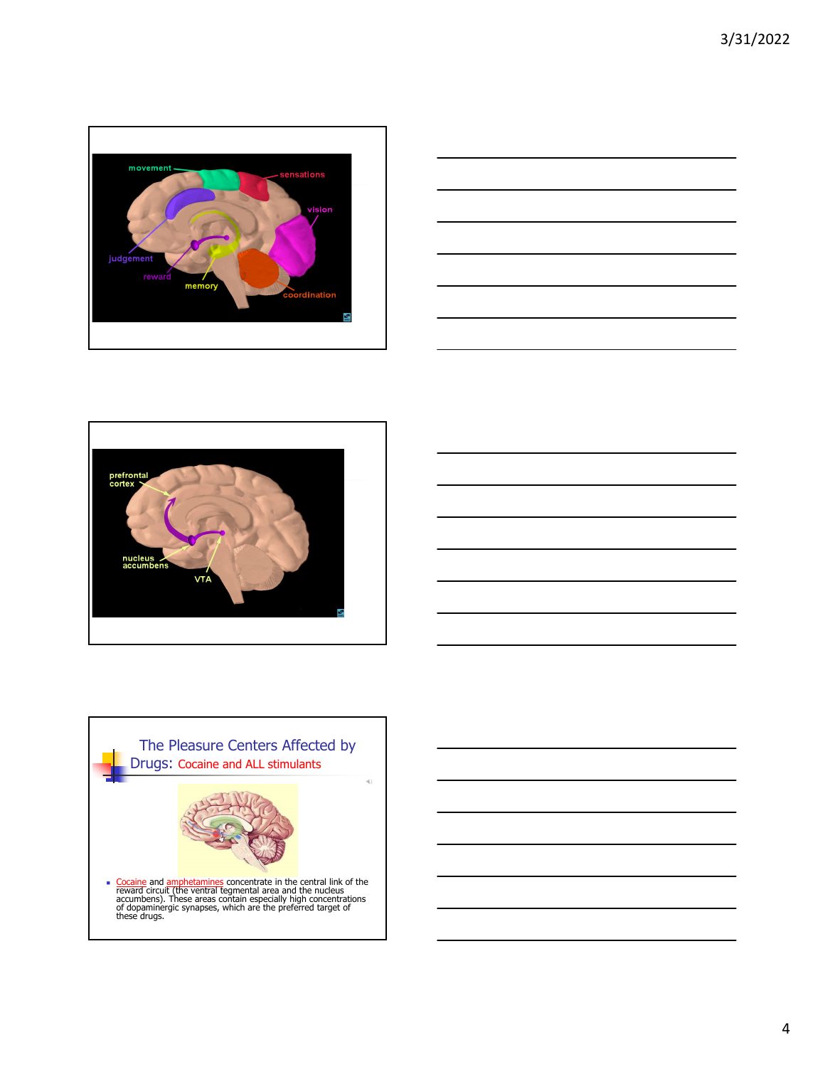## The Pleasure Centers Affected by Drugs: Cocaine and ALL stimulants

- Cocaine and amphetamines concentrate in the central link of the reward circuit (the ventral tegmental area and the nucleus accumbens). These areas contain especially high concentrations of dopaminergic synapses, which are the preferred target of these drugs.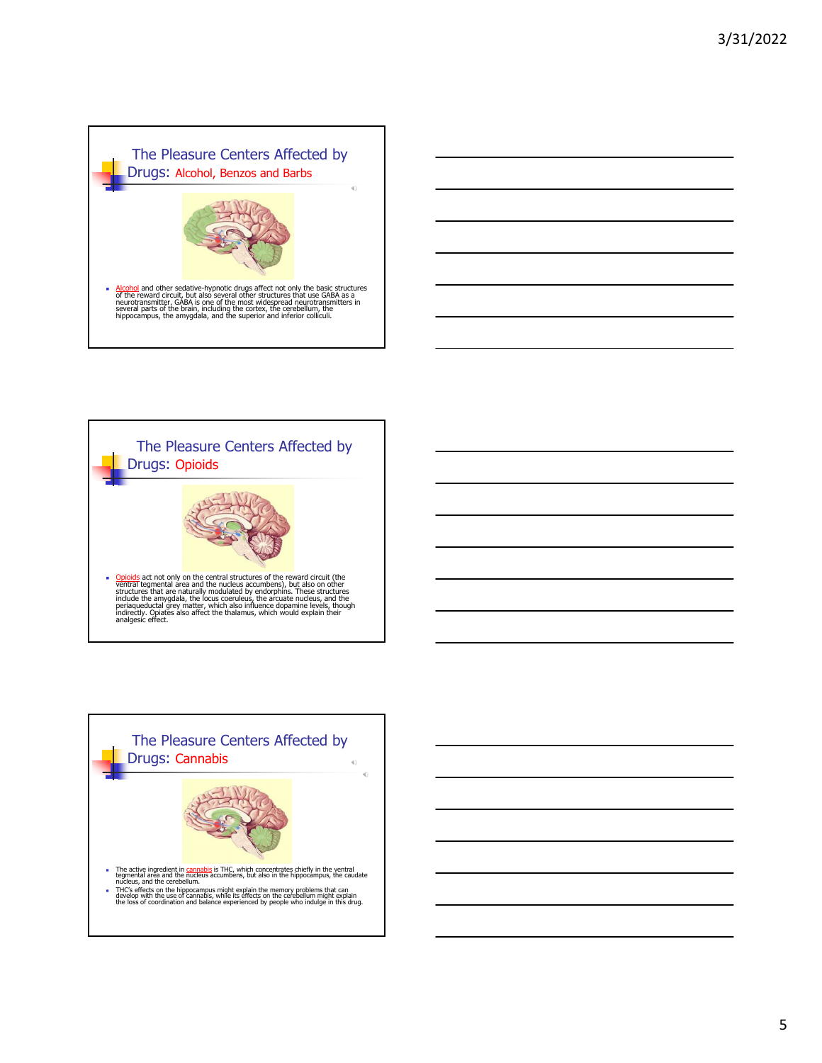## The Pleasure Centers Affected by Drugs: Alcohol, Benzos and Barbs

- Alcohol and other sedative-hypnotic drugs affect not only the basic structures of the reward circuit, but also several other structures that use GABA as a neurotransmitter. GABA is one of the most widespread neurotransmitters in several parts of the brain, including the cortex, the cerebellum, the hippocampus, the amygdala, and the superior and inferior colliculi.

## The Pleasure Centers Affected by Drugs: Opioids

- Opioids act not only on the central structures of the reward circuit (the ventral tegmental area and the nucleus accumbens), but also on other structures that are naturally modulated by endorphins. These structures include the amygdala, the locus coeruleus, the arcuate nucleus, and the periaqueductal grey matter, which also influence dopamine levels, though indirectly. Opiates also affect the thalamus, which would explain their analgesic effect.

## The Pleasure Centers Affected by Drugs: Cannabis

- The active ingredient in cannabis is THC, which concentrates chiefly in the ventral tegmental area and the nucleus accumbens, but also in the hippocampus, the caudate nucleus, and the cerebellum.
- THC's effects on the hippocampus might explain the memory problems that can develop with the use of cannabis, while its effects on the cerebellum might explain the loss of coordination and balance experienced by people who indulge in this drug.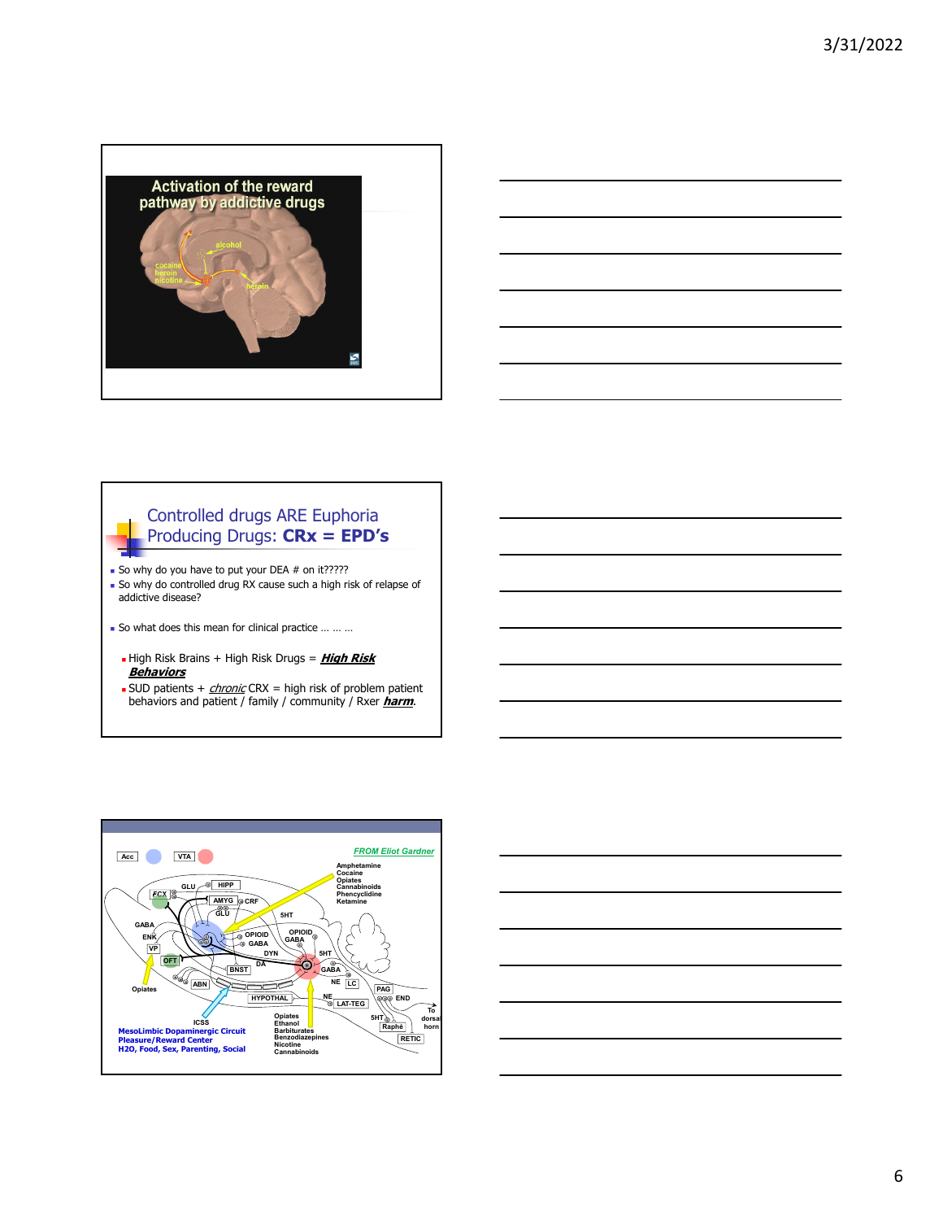## Activation of the reward pathway by addictive drugs

alcohol

cocaine
heroin
nicotine

heroin

## Controlled drugs ARE Euphoria Producing Drugs: **CRx = EPD's**

- So why do you have to put your DEA # on it?????
- So why do controlled drug RX cause such a high risk of relapse of addictive disease?
- So what does this mean for clinical practice … … …
  - High Risk Brains + High Risk Drugs = ***High Risk Behaviors***
  - SUD patients + *chronic* CRX = high risk of problem patient behaviors and patient / family / community / Rxer ***harm***.

*FROM Eliot Gardner*

Acc VTA

Amphetamine
Cocaine
Opiates
Cannabinoids
Phencyclidine
Ketamine

GLU, HIPP, FCX, AMYG, CRF, GLU, 5HT, GABA, ENK, VP, OPIOID, GABA, OPIOID, GABA, DYN, 5HT, OFT, BNST, DA, GABA, NE, LC, ABN, PAG, HYPOTHAL, NE, END, LAT-TEG, To dorsal horn, 5HT, Raphé, RETIC

Opiates

ICSS

**MesoLimbic Dopaminergic Circuit**
**Pleasure/Reward Center**
**H2O, Food, Sex, Parenting, Social**

Opiates
Ethanol
Barbiturates
Benzodiazepines
Nicotine
Cannabinoids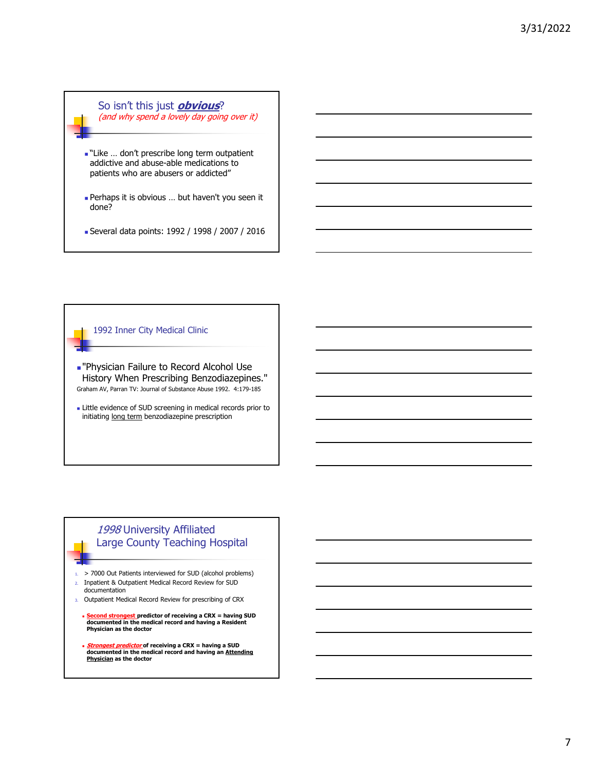## So isn't this just ***obvious***?

*(and why spend a lovely day going over it)*

- "Like … don't prescribe long term outpatient addictive and abuse-able medications to patients who are abusers or addicted"
- Perhaps it is obvious … but haven't you seen it done?
- Several data points: 1992 / 1998 / 2007 / 2016

## 1992 Inner City Medical Clinic

- "Physician Failure to Record Alcohol Use History When Prescribing Benzodiazepines."

Graham AV, Parran TV: Journal of Substance Abuse 1992. 4:179-185

- Little evidence of SUD screening in medical records prior to initiating <u>long term</u> benzodiazepine prescription

## *1998* University Affiliated Large County Teaching Hospital

1. > 7000 Out Patients interviewed for SUD (alcohol problems)
2. Inpatient & Outpatient Medical Record Review for SUD documentation
3. Outpatient Medical Record Review for prescribing of CRX

- **<u>Second strongest</u> predictor of receiving a CRX = having SUD documented in the medical record and having a Resident Physician as the doctor**
- ***<u>Strongest predictor</u>* of receiving a CRX = having a SUD documented in the medical record and having an <u>Attending Physician</u> as the doctor**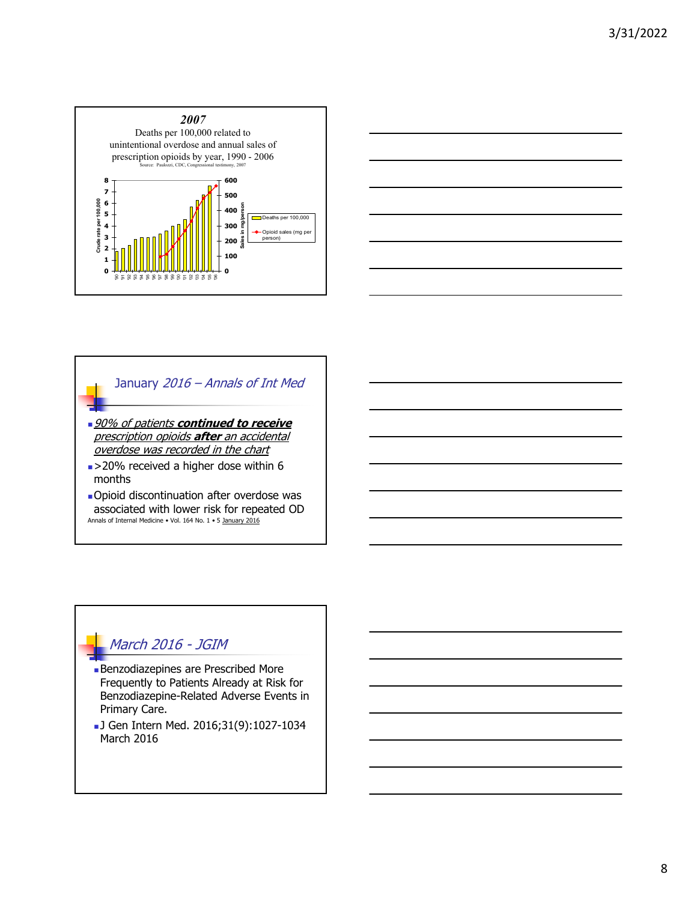## 2007

Deaths per 100,000 related to unintentional overdose and annual sales of prescription opioids by year, 1990 - 2006

Source: Paulozzi, CDC, Congressional testimony, 2007

Crude rate per 100,000 (0–8); Sales in mg/person (0–600)

Legend: Deaths per 100,000; Opioid sales (mg per person)

Years: 90, 91, 92, 93, 94, 95, 96, 97, 98, 99, 00, 01, 02, 03, 04, 05, 06

## January *2016 – Annals of Int Med*

- ***90% of patients* continued to receive *prescription opioids* after *an accidental overdose was recorded in the chart***
- >20% received a higher dose within 6 months
- Opioid discontinuation after overdose was associated with lower risk for repeated OD

Annals of Internal Medicine • Vol. 164 No. 1 • 5 January 2016

## *March 2016 - JGIM*

- Benzodiazepines are Prescribed More Frequently to Patients Already at Risk for Benzodiazepine-Related Adverse Events in Primary Care.
- J Gen Intern Med. 2016;31(9):1027-1034 March 2016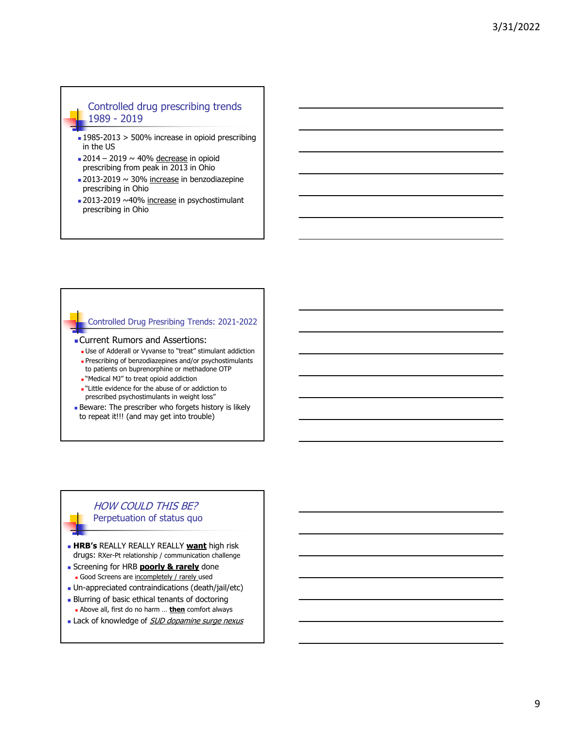## Controlled drug prescribing trends 1989 - 2019

- 1985-2013 > 500% increase in opioid prescribing in the US
- 2014 – 2019 ~ 40% decrease in opioid prescribing from peak in 2013 in Ohio
- 2013-2019 ~ 30% increase in benzodiazepine prescribing in Ohio
- 2013-2019 ~40% increase in psychostimulant prescribing in Ohio

## Controlled Drug Presribing Trends: 2021-2022

- Current Rumors and Assertions:
  - Use of Adderall or Vyvanse to "treat" stimulant addiction
  - Prescribing of benzodiazepines and/or psychostimulants to patients on buprenorphine or methadone OTP
  - "Medical MJ" to treat opioid addiction
  - "Little evidence for the abuse of or addiction to prescribed psychostimulants in weight loss"
- Beware: The prescriber who forgets history is likely to repeat it!!! (and may get into trouble)

## *HOW COULD THIS BE?* Perpetuation of status quo

- **HRB's** REALLY REALLY REALLY **want** high risk drugs: RXer-Pt relationship / communication challenge
- Screening for HRB **poorly & rarely** done
  - Good Screens are incompletely / rarely used
- Un-appreciated contraindications (death/jail/etc)
- Blurring of basic ethical tenants of doctoring
  - Above all, first do no harm … **then** comfort always
- Lack of knowledge of *SUD dopamine surge nexus*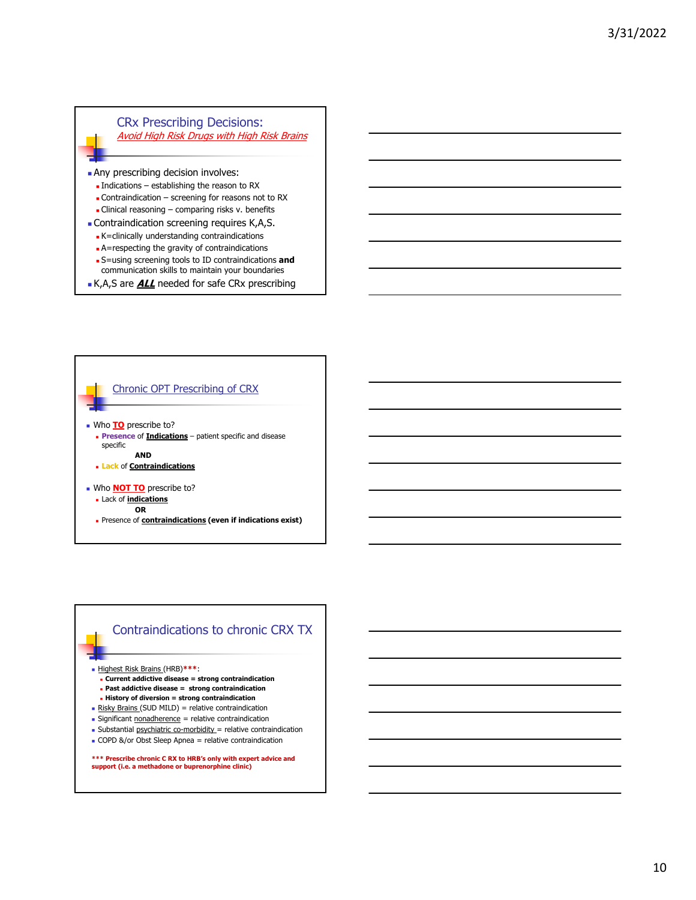## CRx Prescribing Decisions:

*Avoid High Risk Drugs with High Risk Brains*

- Any prescribing decision involves:
  - Indications – establishing the reason to RX
  - Contraindication – screening for reasons not to RX
  - Clinical reasoning – comparing risks v. benefits
- Contraindication screening requires K,A,S.
  - K=clinically understanding contraindications
  - A=respecting the gravity of contraindications
  - S=using screening tools to ID contraindications **and** communication skills to maintain your boundaries
- K,A,S are ***ALL*** needed for safe CRx prescribing

## Chronic OPT Prescribing of CRX

- Who **TO** prescribe to?
  - **Presence** of **Indications** – patient specific and disease specific

    **AND**
  - **Lack** of **Contraindications**
- Who **NOT TO** prescribe to?
  - Lack of **indications**

    **OR**
  - Presence of **contraindications** **(even if indications exist)**

## Contraindications to chronic CRX TX

- Highest Risk Brains (HRB)*****:
  - **Current addictive disease = strong contraindication**
  - **Past addictive disease = strong contraindication**
  - **History of diversion = strong contraindication**
- Risky Brains (SUD MILD) = relative contraindication
- Significant nonadherence = relative contraindication
- Substantial psychiatric co-morbidity = relative contraindication
- COPD &/or Obst Sleep Apnea = relative contraindication

**\*\*\* Prescribe chronic C RX to HRB's only with expert advice and support (i.e. a methadone or buprenorphine clinic)**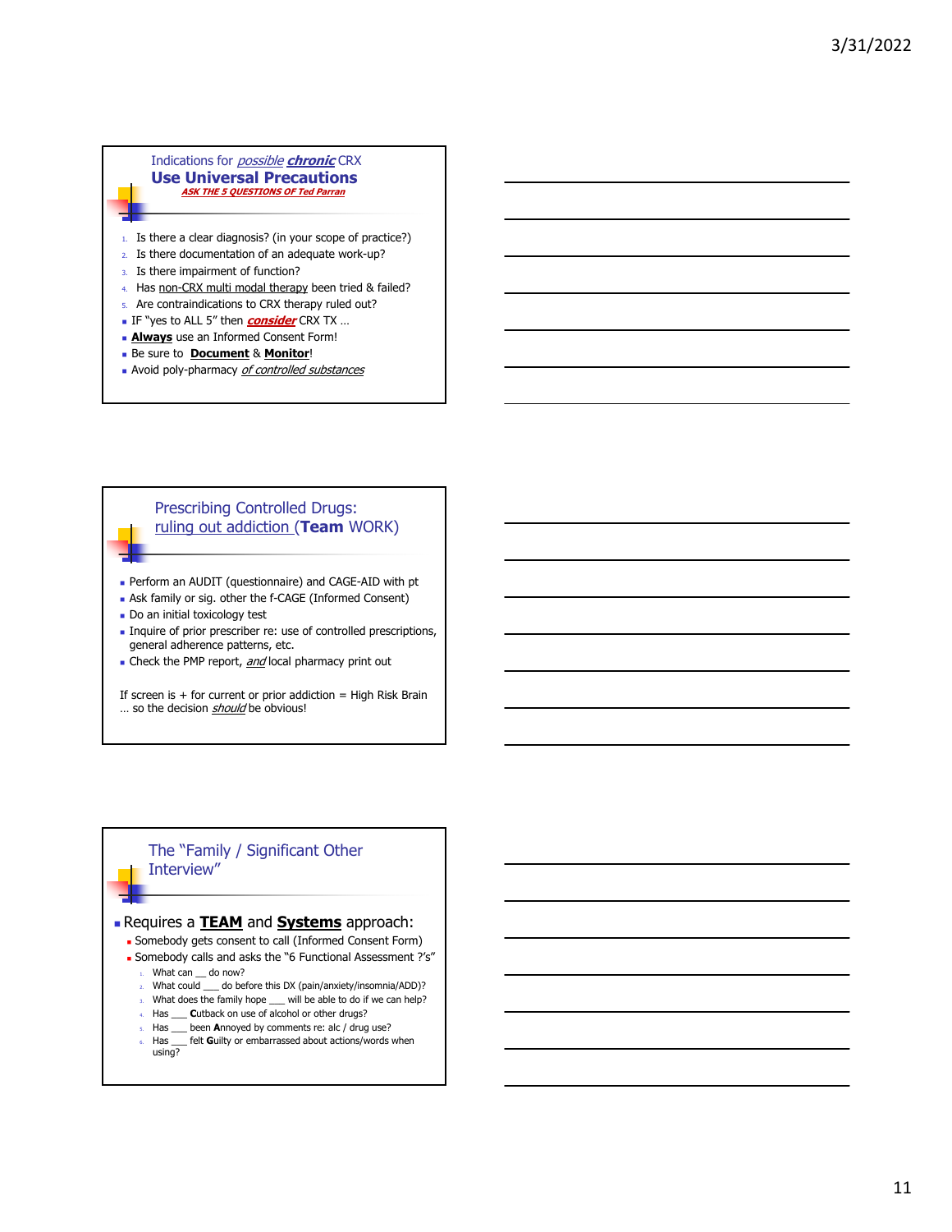## Indications for *possible* ***chronic*** CRX
## Use Universal Precautions
***ASK THE 5 QUESTIONS OF Ted Parran***

1. Is there a clear diagnosis? (in your scope of practice?)
2. Is there documentation of an adequate work-up?
3. Is there impairment of function?
4. Has non-CRX multi modal therapy been tried & failed?
5. Are contraindications to CRX therapy ruled out?

- IF "yes to ALL 5" then ***consider*** CRX TX …
- **Always** use an Informed Consent Form!
- Be sure to **Document** & **Monitor**!
- Avoid poly-pharmacy *of controlled substances*

## Prescribing Controlled Drugs: ruling out addiction (**Team** WORK)

- Perform an AUDIT (questionnaire) and CAGE-AID with pt
- Ask family or sig. other the f-CAGE (Informed Consent)
- Do an initial toxicology test
- Inquire of prior prescriber re: use of controlled prescriptions, general adherence patterns, etc.
- Check the PMP report, *and* local pharmacy print out

If screen is + for current or prior addiction = High Risk Brain … so the decision *should* be obvious!

## The "Family / Significant Other Interview"

- Requires a **TEAM** and **Systems** approach:
  - Somebody gets consent to call (Informed Consent Form)
  - Somebody calls and asks the "6 Functional Assessment ?'s"
    1. What can __ do now?
    2. What could ___ do before this DX (pain/anxiety/insomnia/ADD)?
    3. What does the family hope ___ will be able to do if we can help?
    4. Has ___ **C**utback on use of alcohol or other drugs?
    5. Has ___ been **A**nnoyed by comments re: alc / drug use?
    6. Has ___ felt **G**uilty or embarrassed about actions/words when using?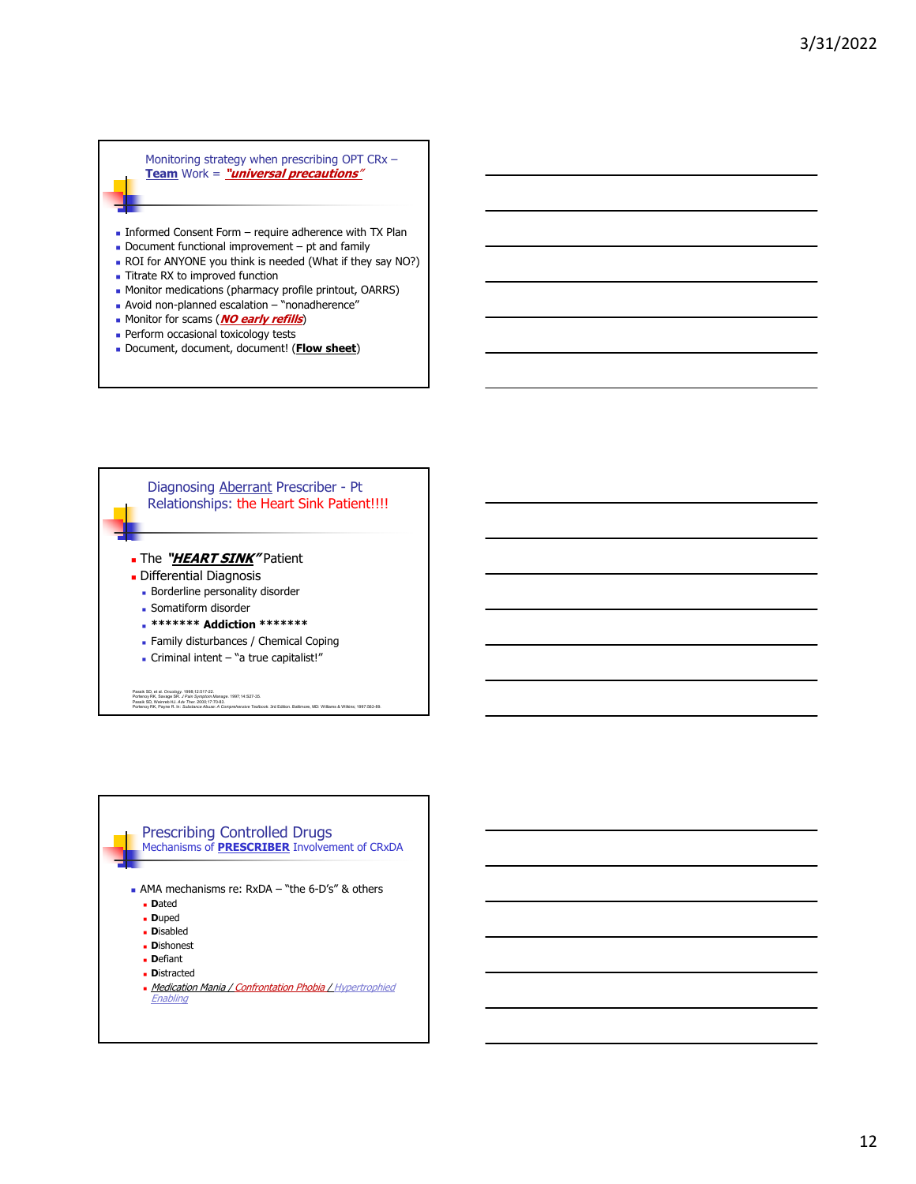## Monitoring strategy when prescribing OPT CRx – **Team** Work = ***"universal precautions"***

- Informed Consent Form – require adherence with TX Plan
- Document functional improvement – pt and family
- ROI for ANYONE you think is needed (What if they say NO?)
- Titrate RX to improved function
- Monitor medications (pharmacy profile printout, OARRS)
- Avoid non-planned escalation – "nonadherence"
- Monitor for scams (***NO early refills***)
- Perform occasional toxicology tests
- Document, document, document! (**Flow sheet**)

## Diagnosing Aberrant Prescriber - Pt Relationships: the Heart Sink Patient!!!!

- The ***"HEART SINK"*** Patient
- Differential Diagnosis
  - Borderline personality disorder
  - Somatiform disorder
  - ******* **Addiction** *******
  - Family disturbances / Chemical Coping
  - Criminal intent – "a true capitalist!"

Passik SD, et al. Oncology. 1998;12:517-22.
Portenoy RK, Savage SR. J Pain Symptom Manage. 1997;14:S27-35.
Passik SD, Weinreb HJ. Adv Ther. 2000;17:70-83.
Portenoy RK, Payne R. In: Substance Abuse: A Comprehensive Textbook. 3rd Edition. Baltimore, MD: Williams & Wilkins; 1997:563-89.

## Prescribing Controlled Drugs
### Mechanisms of **PRESCRIBER** Involvement of CRxDA

- AMA mechanisms re: RxDA – "the 6-D's" & others
  - **D**ated
  - **D**uped
  - **D**isabled
  - **D**ishonest
  - **D**efiant
  - **D**istracted
  - *Medication Mania / Confrontation Phobia / Hypertrophied Enabling*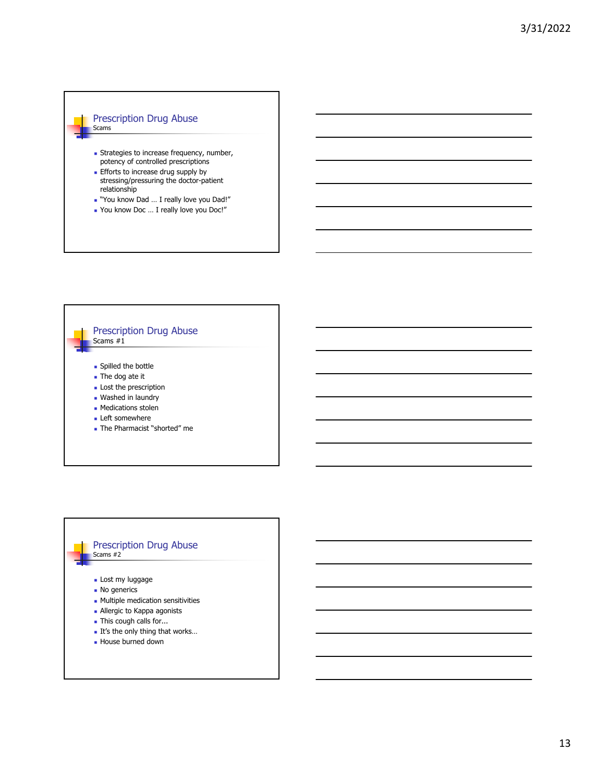## Prescription Drug Abuse
Scams

- Strategies to increase frequency, number, potency of controlled prescriptions
- Efforts to increase drug supply by stressing/pressuring the doctor-patient relationship
- "You know Dad … I really love you Dad!"
- You know Doc … I really love you Doc!"

## Prescription Drug Abuse
Scams #1

- Spilled the bottle
- The dog ate it
- Lost the prescription
- Washed in laundry
- Medications stolen
- Left somewhere
- The Pharmacist "shorted" me

## Prescription Drug Abuse
Scams #2

- Lost my luggage
- No generics
- Multiple medication sensitivities
- Allergic to Kappa agonists
- This cough calls for...
- It's the only thing that works…
- House burned down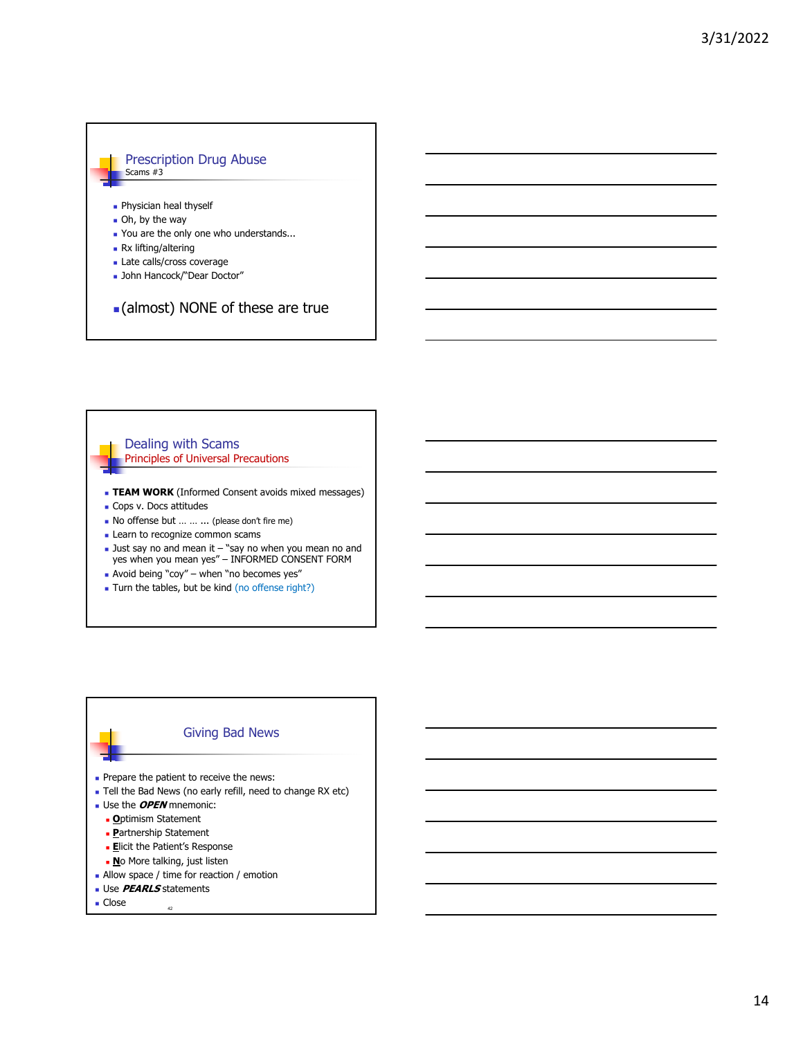## Prescription Drug Abuse

Scams #3

- Physician heal thyself
- Oh, by the way
- You are the only one who understands...
- Rx lifting/altering
- Late calls/cross coverage
- John Hancock/"Dear Doctor"

- (almost) NONE of these are true

## Dealing with Scams

Principles of Universal Precautions

- **TEAM WORK** (Informed Consent avoids mixed messages)
- Cops v. Docs attitudes
- No offense but … … ... (please don't fire me)
- Learn to recognize common scams
- Just say no and mean it – "say no when you mean no and yes when you mean yes" – INFORMED CONSENT FORM
- Avoid being "coy" – when "no becomes yes"
- Turn the tables, but be kind (no offense right?)

## Giving Bad News

- Prepare the patient to receive the news:
- Tell the Bad News (no early refill, need to change RX etc)
- Use the ***OPEN*** mnemonic:
  - **O**ptimism Statement
  - **P**artnership Statement
  - **E**licit the Patient's Response
  - **N**o More talking, just listen
- Allow space / time for reaction / emotion
- Use ***PEARLS*** statements
- Close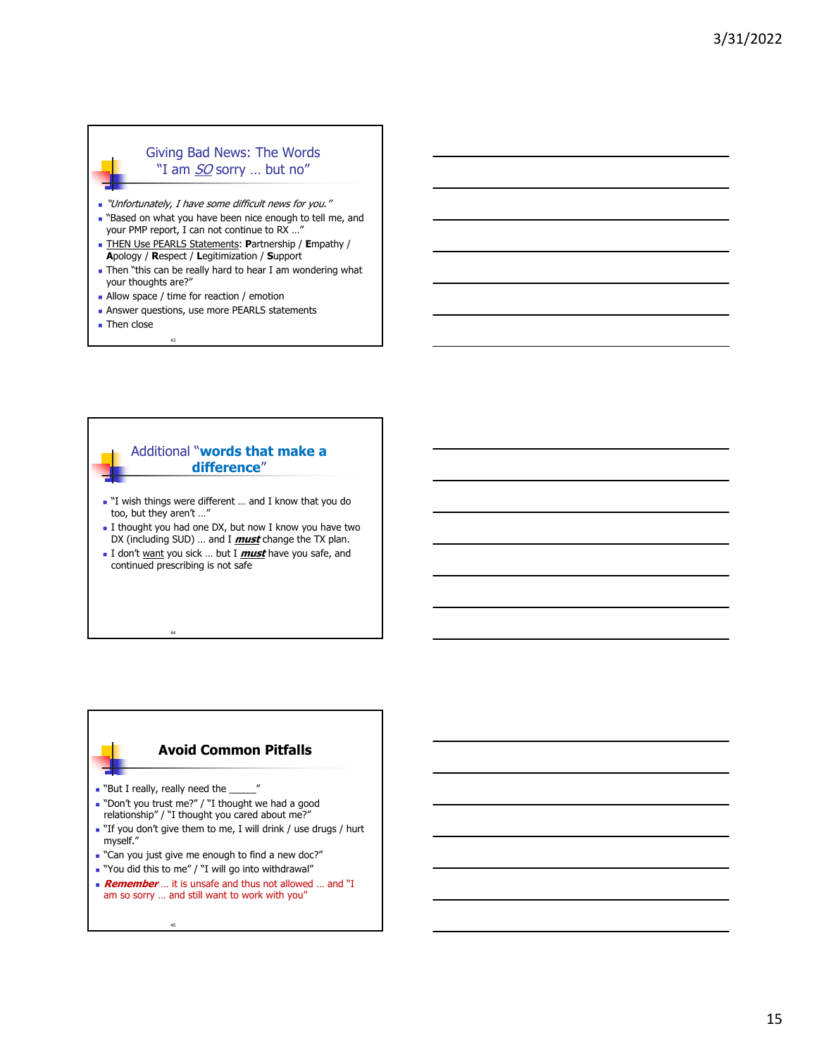## Giving Bad News: The Words "I am *SO* sorry … but no"

- *"Unfortunately, I have some difficult news for you."*
- "Based on what you have been nice enough to tell me, and your PMP report, I can not continue to RX …"
- THEN Use PEARLS Statements: **P**artnership / **E**mpathy / **A**pology / **R**espect / **L**egitimization / **S**upport
- Then "this can be really hard to hear I am wondering what your thoughts are?"
- Allow space / time for reaction / emotion
- Answer questions, use more PEARLS statements
- Then close

## Additional "**words that make a difference**"

- "I wish things were different … and I know that you do too, but they aren't …"
- I thought you had one DX, but now I know you have two DX (including SUD) … and I ***must*** change the TX plan.
- I don't want you sick … but I ***must*** have you safe, and continued prescribing is not safe

## Avoid Common Pitfalls

- "But I really, really need the _____"
- "Don't you trust me?" / "I thought we had a good relationship" / "I thought you cared about me?"
- "If you don't give them to me, I will drink / use drugs / hurt myself."
- "Can you just give me enough to find a new doc?"
- "You did this to me" / "I will go into withdrawal"
- ***Remember*** … it is unsafe and thus not allowed … and "I am so sorry … and still want to work with you"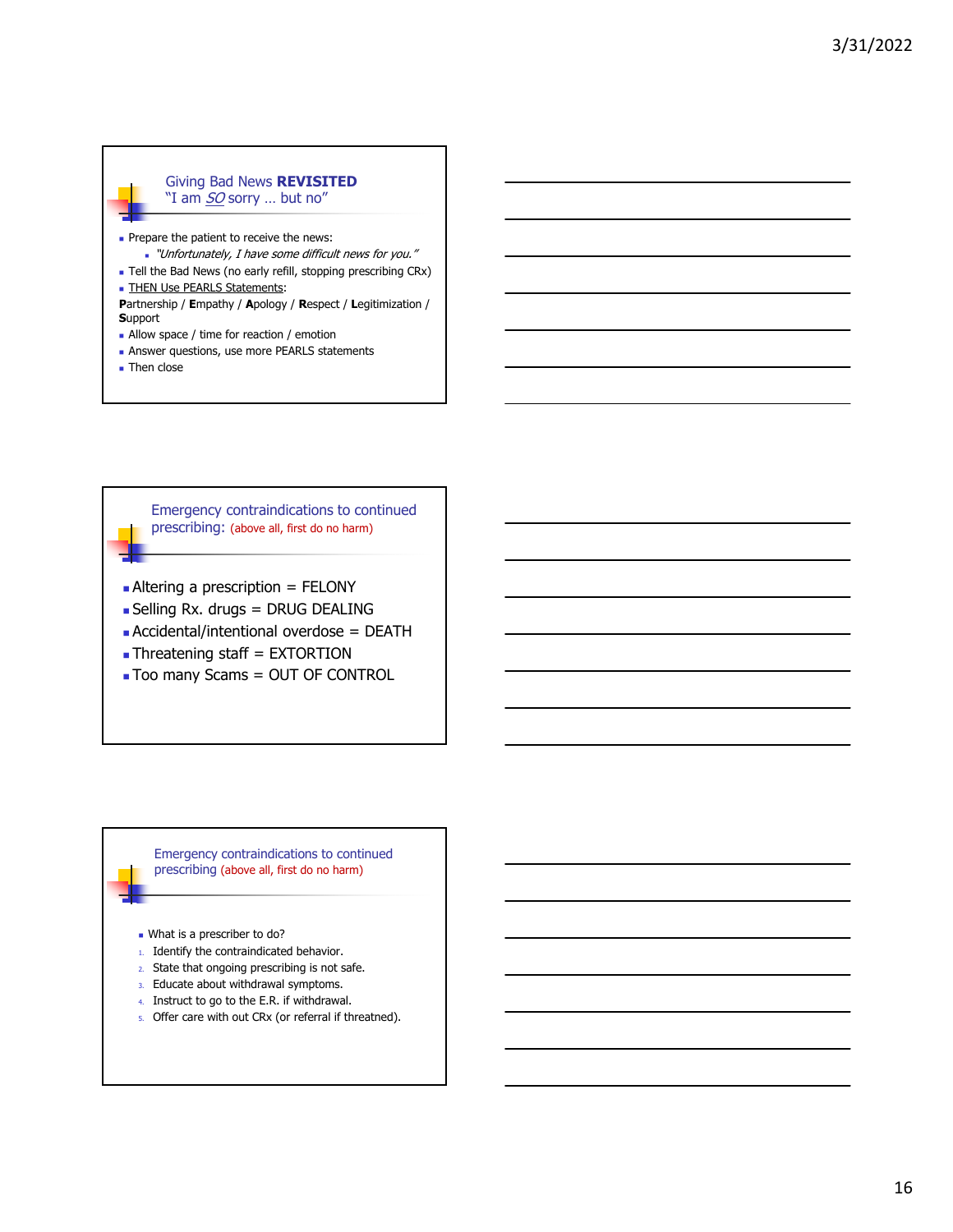## Giving Bad News **REVISITED**
### "I am *SO* sorry … but no"

- Prepare the patient to receive the news:
  - *"Unfortunately, I have some difficult news for you."*
- Tell the Bad News (no early refill, stopping prescribing CRx)
- THEN Use PEARLS Statements:

**P**artnership / **E**mpathy / **A**pology / **R**espect / **L**egitimization / **S**upport

- Allow space / time for reaction / emotion
- Answer questions, use more PEARLS statements
- Then close

## Emergency contraindications to continued prescribing: (above all, first do no harm)

- Altering a prescription = FELONY
- Selling Rx. drugs = DRUG DEALING
- Accidental/intentional overdose = DEATH
- Threatening staff = EXTORTION
- Too many Scams = OUT OF CONTROL

## Emergency contraindications to continued prescribing (above all, first do no harm)

- What is a prescriber to do?

1. Identify the contraindicated behavior.
2. State that ongoing prescribing is not safe.
3. Educate about withdrawal symptoms.
4. Instruct to go to the E.R. if withdrawal.
5. Offer care with out CRx (or referral if threatned).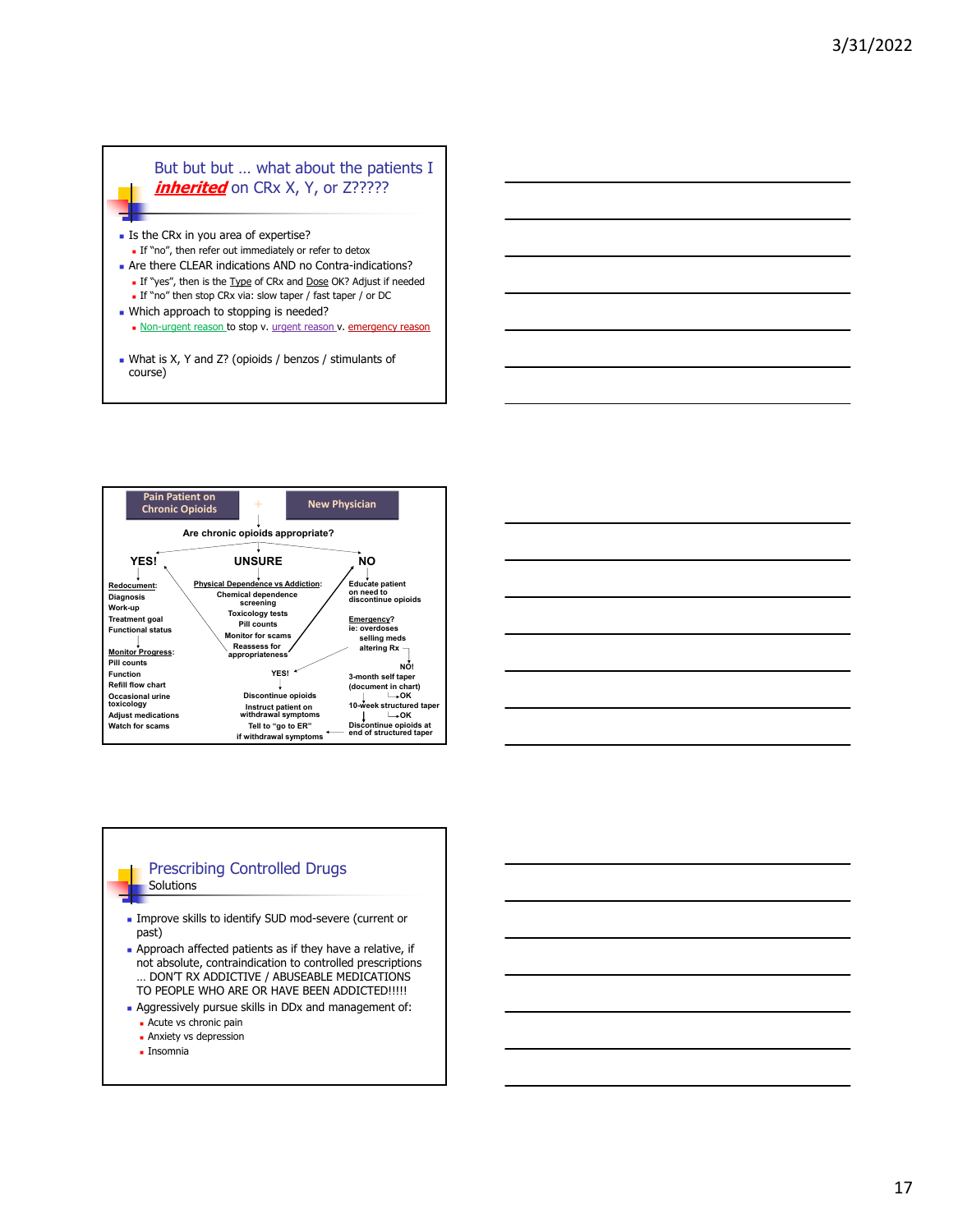## But but but … what about the patients I ***inherited*** on CRx X, Y, or Z?????

- Is the CRx in you area of expertise?
  - If "no", then refer out immediately or refer to detox
- Are there CLEAR indications AND no Contra-indications?
  - If "yes", then is the Type of CRx and Dose OK? Adjust if needed
  - If "no" then stop CRx via: slow taper / fast taper / or DC
- Which approach to stopping is needed?
  - Non-urgent reason to stop v. urgent reason v. emergency reason
- What is X, Y and Z? (opioids / benzos / stimulants of course)

---

**Pain Patient on Chronic Opioids** + **New Physician**

**Are chronic opioids appropriate?**

**YES!**

Redocument:
- Diagnosis
- Work-up
- Treatment goal
- Functional status

Monitor Progress:
- Pill counts
- Function
- Refill flow chart
- Occasional urine toxicology
- Adjust medications
- Watch for scams

**UNSURE**

Physical Dependence vs Addiction:
- Chemical dependence screening
- Toxicology tests
- Pill counts
- Monitor for scams
- Reassess for appropriateness

**NO**

- Educate patient on need to discontinue opioids
- Emergency? ie: overdoses, selling meds, altering Rx
  - YES! → Discontinue opioids → Instruct patient on withdrawal symptoms → Tell to "go to ER" if withdrawal symptoms
  - NO! → 3-month self taper (document in chart) → OK → 10-week structured taper → OK → Discontinue opioids at end of structured taper

---

## Prescribing Controlled Drugs
Solutions

- Improve skills to identify SUD mod-severe (current or past)
- Approach affected patients as if they have a relative, if not absolute, contraindication to controlled prescriptions … DON'T RX ADDICTIVE / ABUSEABLE MEDICATIONS TO PEOPLE WHO ARE OR HAVE BEEN ADDICTED!!!!!
- Aggressively pursue skills in DDx and management of:
  - Acute vs chronic pain
  - Anxiety vs depression
  - Insomnia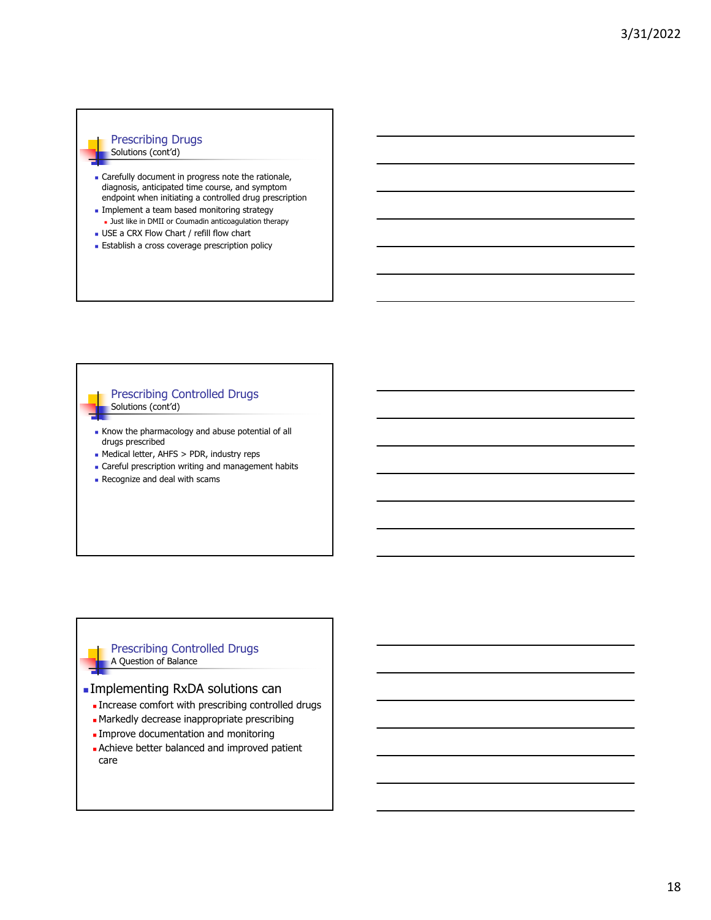## Prescribing Drugs
Solutions (cont'd)

- Carefully document in progress note the rationale, diagnosis, anticipated time course, and symptom endpoint when initiating a controlled drug prescription
- Implement a team based monitoring strategy
  - Just like in DMII or Coumadin anticoagulation therapy
- USE a CRX Flow Chart / refill flow chart
- Establish a cross coverage prescription policy

## Prescribing Controlled Drugs
Solutions (cont'd)

- Know the pharmacology and abuse potential of all drugs prescribed
- Medical letter, AHFS > PDR, industry reps
- Careful prescription writing and management habits
- Recognize and deal with scams

## Prescribing Controlled Drugs
A Question of Balance

- Implementing RxDA solutions can
  - Increase comfort with prescribing controlled drugs
  - Markedly decrease inappropriate prescribing
  - Improve documentation and monitoring
  - Achieve better balanced and improved patient care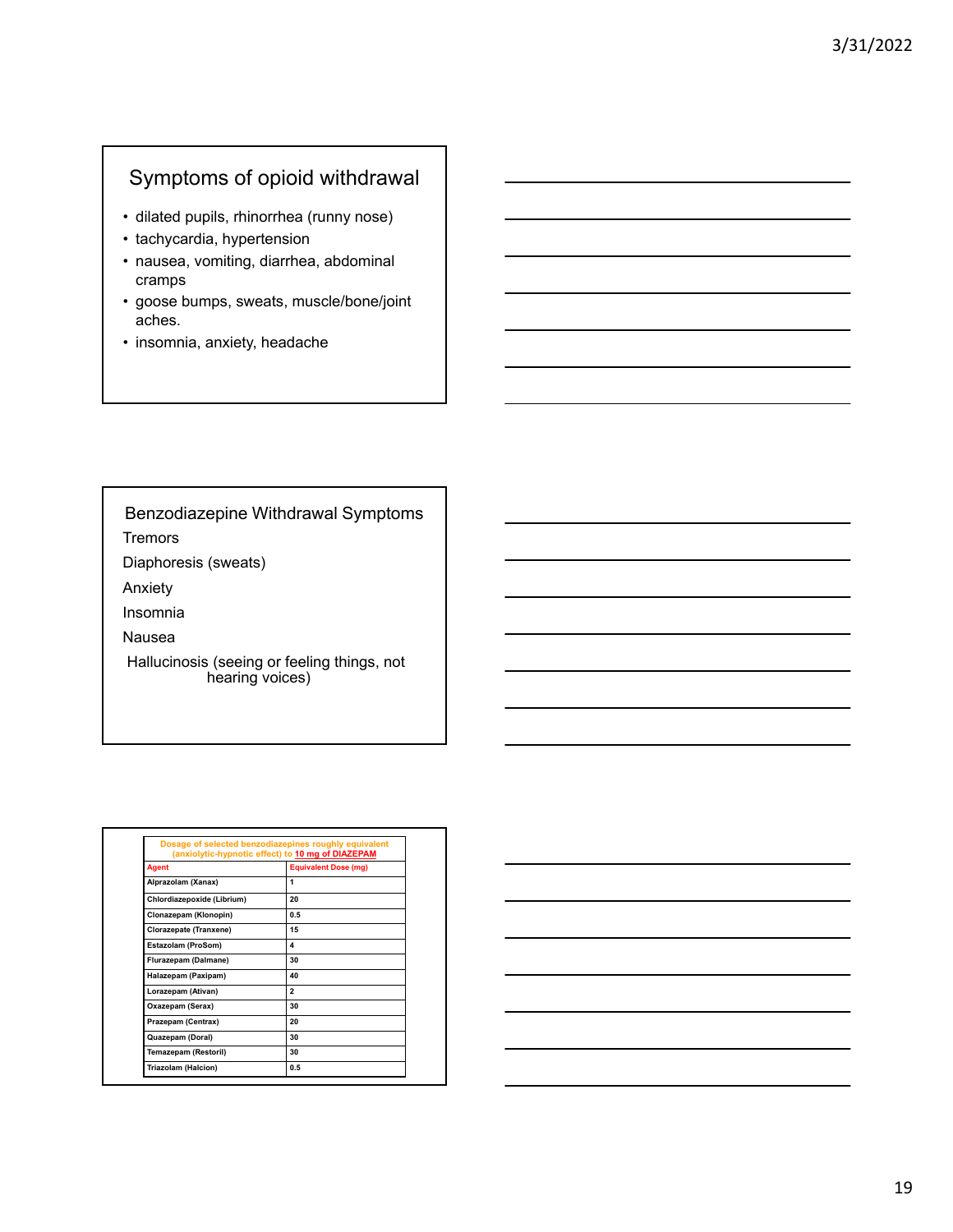## Symptoms of opioid withdrawal

- dilated pupils, rhinorrhea (runny nose)
- tachycardia, hypertension
- nausea, vomiting, diarrhea, abdominal cramps
- goose bumps, sweats, muscle/bone/joint aches.
- insomnia, anxiety, headache

## Benzodiazepine Withdrawal Symptoms

Tremors

Diaphoresis (sweats)

Anxiety

Insomnia

Nausea

Hallucinosis (seeing or feeling things, not hearing voices)

**Dosage of selected benzodiazepines roughly equivalent (anxiolytic-hypnotic effect) to 10 mg of DIAZEPAM**

| Agent | Equivalent Dose (mg) |
|---|---|
| Alprazolam (Xanax) | 1 |
| Chlordiazepoxide (Librium) | 20 |
| Clonazepam (Klonopin) | 0.5 |
| Clorazepate (Tranxene) | 15 |
| Estazolam (ProSom) | 4 |
| Flurazepam (Dalmane) | 30 |
| Halazepam (Paxipam) | 40 |
| Lorazepam (Ativan) | 2 |
| Oxazepam (Serax) | 30 |
| Prazepam (Centrax) | 20 |
| Quazepam (Doral) | 30 |
| Temazepam (Restoril) | 30 |
| Triazolam (Halcion) | 0.5 |